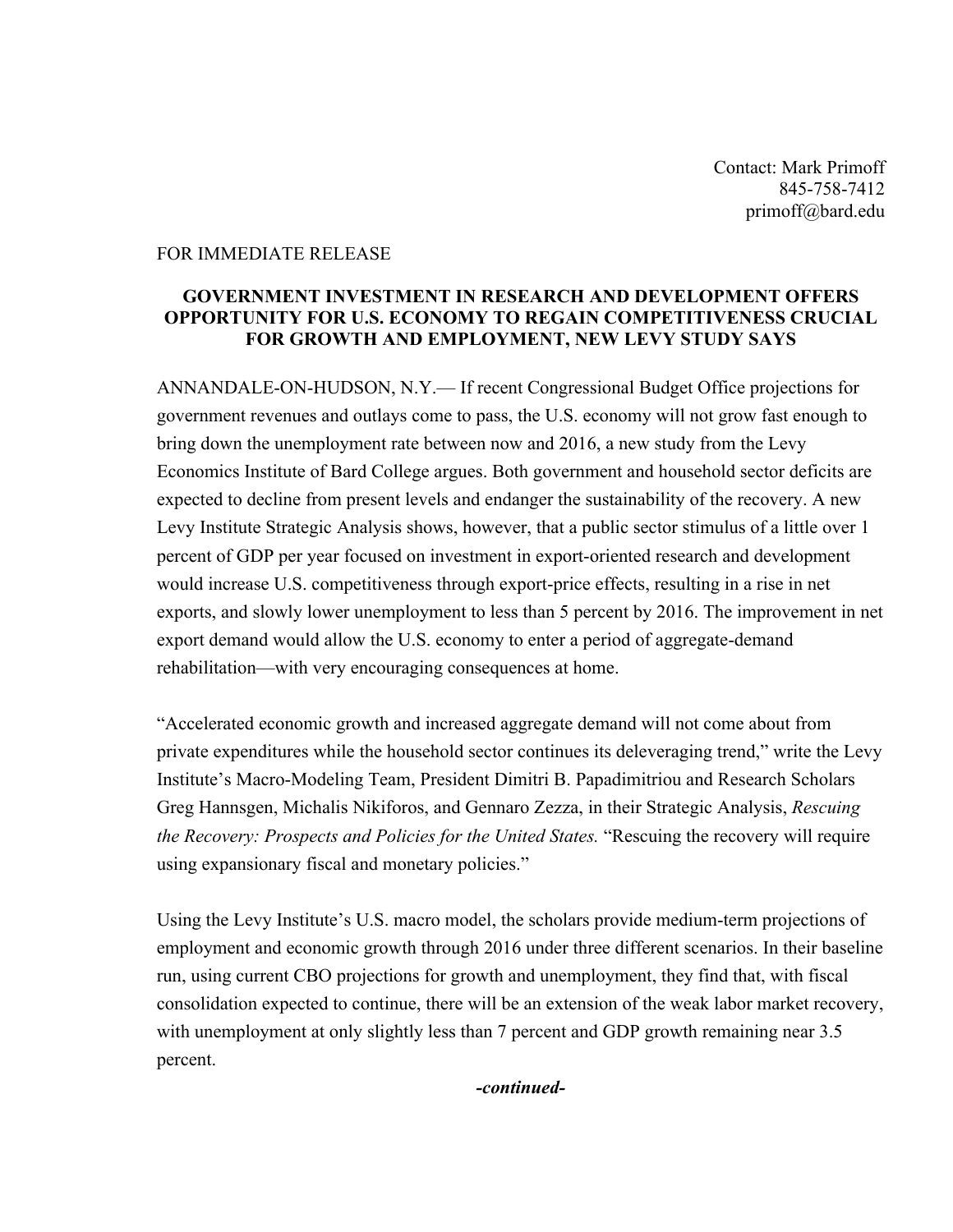Contact: Mark Primoff
845-758-7412
primoff@bard.edu

FOR IMMEDIATE RELEASE

**GOVERNMENT INVESTMENT IN RESEARCH AND DEVELOPMENT OFFERS OPPORTUNITY FOR U.S. ECONOMY TO REGAIN COMPETITIVENESS CRUCIAL FOR GROWTH AND EMPLOYMENT, NEW LEVY STUDY SAYS**

ANNANDALE-ON-HUDSON, N.Y.— If recent Congressional Budget Office projections for government revenues and outlays come to pass, the U.S. economy will not grow fast enough to bring down the unemployment rate between now and 2016, a new study from the Levy Economics Institute of Bard College argues. Both government and household sector deficits are expected to decline from present levels and endanger the sustainability of the recovery. A new Levy Institute Strategic Analysis shows, however, that a public sector stimulus of a little over 1 percent of GDP per year focused on investment in export-oriented research and development would increase U.S. competitiveness through export-price effects, resulting in a rise in net exports, and slowly lower unemployment to less than 5 percent by 2016. The improvement in net export demand would allow the U.S. economy to enter a period of aggregate-demand rehabilitation—with very encouraging consequences at home.

"Accelerated economic growth and increased aggregate demand will not come about from private expenditures while the household sector continues its deleveraging trend," write the Levy Institute's Macro-Modeling Team, President Dimitri B. Papadimitriou and Research Scholars Greg Hannsgen, Michalis Nikiforos, and Gennaro Zezza, in their Strategic Analysis, *Rescuing the Recovery: Prospects and Policies for the United States.* "Rescuing the recovery will require using expansionary fiscal and monetary policies."

Using the Levy Institute's U.S. macro model, the scholars provide medium-term projections of employment and economic growth through 2016 under three different scenarios. In their baseline run, using current CBO projections for growth and unemployment, they find that, with fiscal consolidation expected to continue, there will be an extension of the weak labor market recovery, with unemployment at only slightly less than 7 percent and GDP growth remaining near 3.5 percent.

***-continued-***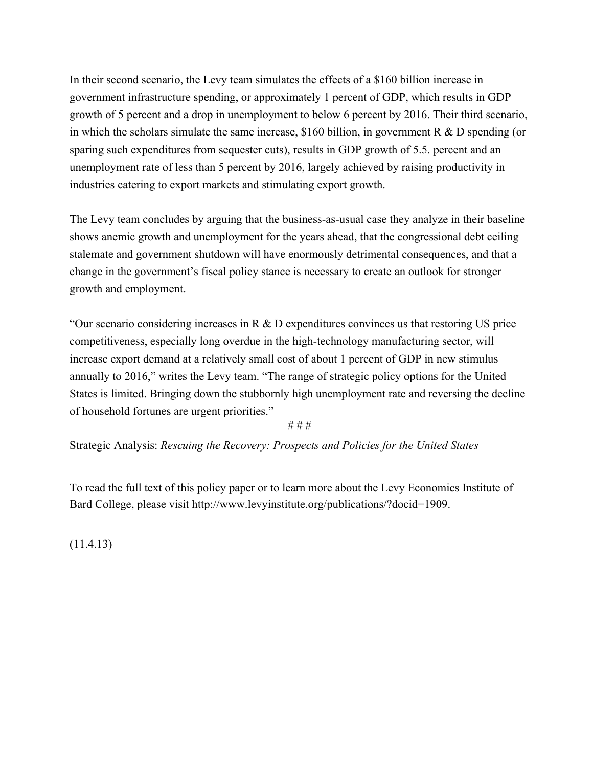In their second scenario, the Levy team simulates the effects of a $160 billion increase in government infrastructure spending, or approximately 1 percent of GDP, which results in GDP growth of 5 percent and a drop in unemployment to below 6 percent by 2016. Their third scenario, in which the scholars simulate the same increase, $160 billion, in government R & D spending (or sparing such expenditures from sequester cuts), results in GDP growth of 5.5. percent and an unemployment rate of less than 5 percent by 2016, largely achieved by raising productivity in industries catering to export markets and stimulating export growth.

The Levy team concludes by arguing that the business-as-usual case they analyze in their baseline shows anemic growth and unemployment for the years ahead, that the congressional debt ceiling stalemate and government shutdown will have enormously detrimental consequences, and that a change in the government's fiscal policy stance is necessary to create an outlook for stronger growth and employment.

"Our scenario considering increases in R & D expenditures convinces us that restoring US price competitiveness, especially long overdue in the high-technology manufacturing sector, will increase export demand at a relatively small cost of about 1 percent of GDP in new stimulus annually to 2016," writes the Levy team. "The range of strategic policy options for the United States is limited. Bringing down the stubbornly high unemployment rate and reversing the decline of household fortunes are urgent priorities."

# # #

Strategic Analysis: *Rescuing the Recovery: Prospects and Policies for the United States*

To read the full text of this policy paper or to learn more about the Levy Economics Institute of Bard College, please visit http://www.levyinstitute.org/publications/?docid=1909.

(11.4.13)